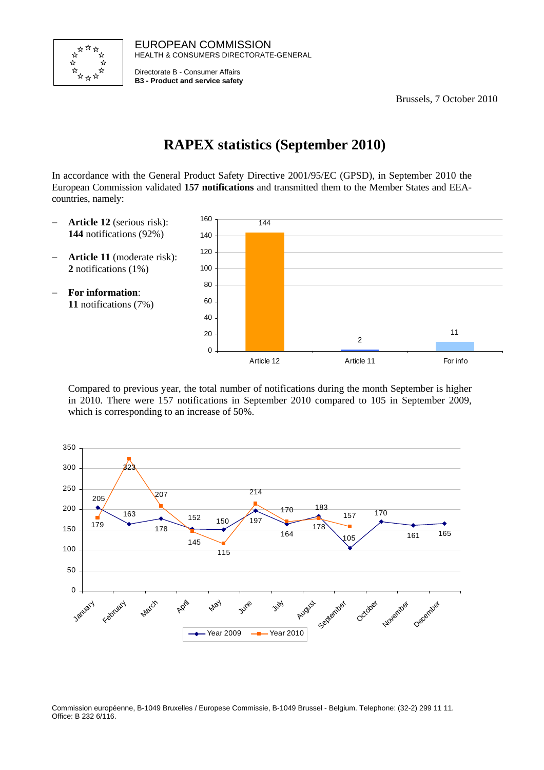EUROPEAN COMMISSION
HEALTH & CONSUMERS DIRECTORATE-GENERAL

Directorate B - Consumer Affairs
**B3 - Product and service safety**

Brussels, 7 October 2010

# RAPEX statistics (September 2010)

In accordance with the General Product Safety Directive 2001/95/EC (GPSD), in September 2010 the European Commission validated **157 notifications** and transmitted them to the Member States and EEA-countries, namely:

- **Article 12** (serious risk): **144** notifications (92%)
- **Article 11** (moderate risk): **2** notifications (1%)
- **For information**: **11** notifications (7%)

| | Article 12 | Article 11 | For info |
|---|---|---|---|
| Notifications | 144 | 2 | 11 |

Compared to previous year, the total number of notifications during the month September is higher in 2010. There were 157 notifications in September 2010 compared to 105 in September 2009, which is corresponding to an increase of 50%.

| | January | February | March | April | May | June | July | August | September | October | November | December |
|---|---|---|---|---|---|---|---|---|---|---|---|---|
| Year 2009 | 205 | 163 | 178 | 152 | 150 | 197 | 164 | 183 | 105 | 170 | 161 | 165 |
| Year 2010 | 179 | 323 | 207 | 145 | 115 | 214 | 170 | 178 | 157 | | | |

Commission européenne, B-1049 Bruxelles / Europese Commissie, B-1049 Brussel - Belgium. Telephone: (32-2) 299 11 11.
Office: B 232 6/116.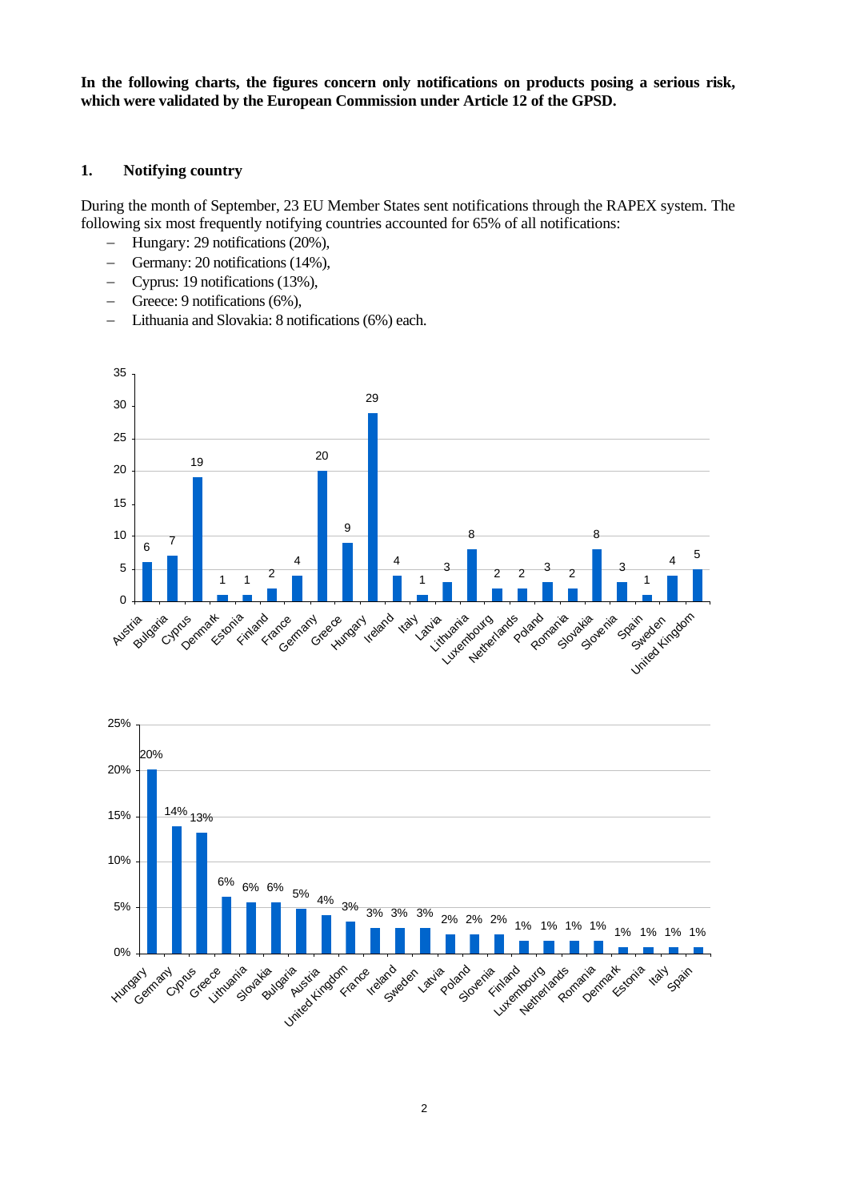**In the following charts, the figures concern only notifications on products posing a serious risk, which were validated by the European Commission under Article 12 of the GPSD.**

## 1. Notifying country

During the month of September, 23 EU Member States sent notifications through the RAPEX system. The following six most frequently notifying countries accounted for 65% of all notifications:

- Hungary: 29 notifications (20%),
- Germany: 20 notifications (14%),
- Cyprus: 19 notifications (13%),
- Greece: 9 notifications (6%),
- Lithuania and Slovakia: 8 notifications (6%) each.

| Country | Notifications |
|---|---|
| Austria | 6 |
| Bulgaria | 7 |
| Cyprus | 19 |
| Denmark | 1 |
| Estonia | 1 |
| Finland | 2 |
| France | 4 |
| Germany | 20 |
| Greece | 9 |
| Hungary | 29 |
| Ireland | 4 |
| Italy | 1 |
| Latvia | 3 |
| Lithuania | 8 |
| Luxembourg | 2 |
| Netherlands | 2 |
| Poland | 3 |
| Romania | 2 |
| Slovakia | 8 |
| Slovenia | 3 |
| Spain | 1 |
| Sweden | 4 |
| United Kingdom | 5 |

| Country | Share |
|---|---|
| Hungary | 20% |
| Germany | 14% |
| Cyprus | 13% |
| Greece | 6% |
| Lithuania | 6% |
| Slovakia | 6% |
| Bulgaria | 5% |
| Austria | 4% |
| United Kingdom | 3% |
| France | 3% |
| Ireland | 3% |
| Sweden | 3% |
| Latvia | 2% |
| Poland | 2% |
| Slovenia | 2% |
| Finland | 1% |
| Luxembourg | 1% |
| Netherlands | 1% |
| Romania | 1% |
| Denmark | 1% |
| Estonia | 1% |
| Italy | 1% |
| Spain | 1% |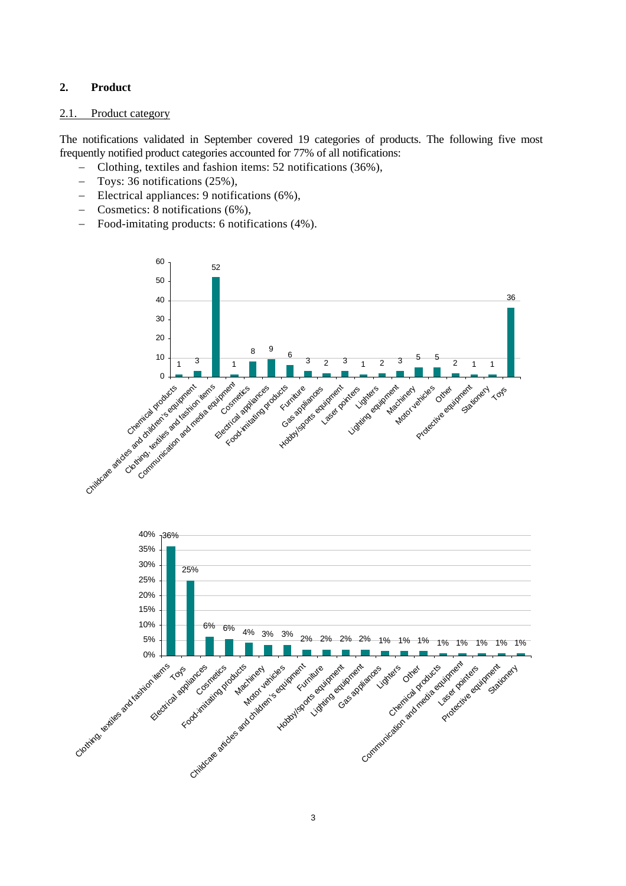## 2. Product

### 2.1. Product category

The notifications validated in September covered 19 categories of products. The following five most frequently notified product categories accounted for 77% of all notifications:

- Clothing, textiles and fashion items: 52 notifications (36%),
- Toys: 36 notifications (25%),
- Electrical appliances: 9 notifications (6%),
- Cosmetics: 8 notifications (6%),
- Food-imitating products: 6 notifications (4%).

| Product category | Notifications |
|---|---|
| Chemical products | 1 |
| Childcare articles and children's equipment | 3 |
| Clothing, textiles and fashion items | 52 |
| Communication and media equipment | 1 |
| Cosmetics | 8 |
| Electrical appliances | 9 |
| Food-imitating products | 6 |
| Furniture | 3 |
| Gas appliances | 2 |
| Hobby/sports equipment | 3 |
| Laser pointers | 1 |
| Lighters | 2 |
| Lighting equipment | 3 |
| Machinery | 5 |
| Motor vehicles | 5 |
| Other | 2 |
| Protective equipment | 1 |
| Stationery | 1 |
| Toys | 36 |

| Product category | Share |
|---|---|
| Clothing, textiles and fashion items | 36% |
| Toys | 25% |
| Electrical appliances | 6% |
| Cosmetics | 6% |
| Food-imitating products | 4% |
| Machinery | 3% |
| Motor vehicles | 3% |
| Childcare articles and children's equipment | 2% |
| Furniture | 2% |
| Hobby/sports equipment | 2% |
| Lighting equipment | 2% |
| Gas appliances | 1% |
| Lighters | 1% |
| Other | 1% |
| Chemical products | 1% |
| Communication and media equipment | 1% |
| Laser pointers | 1% |
| Protective equipment | 1% |
| Stationery | 1% |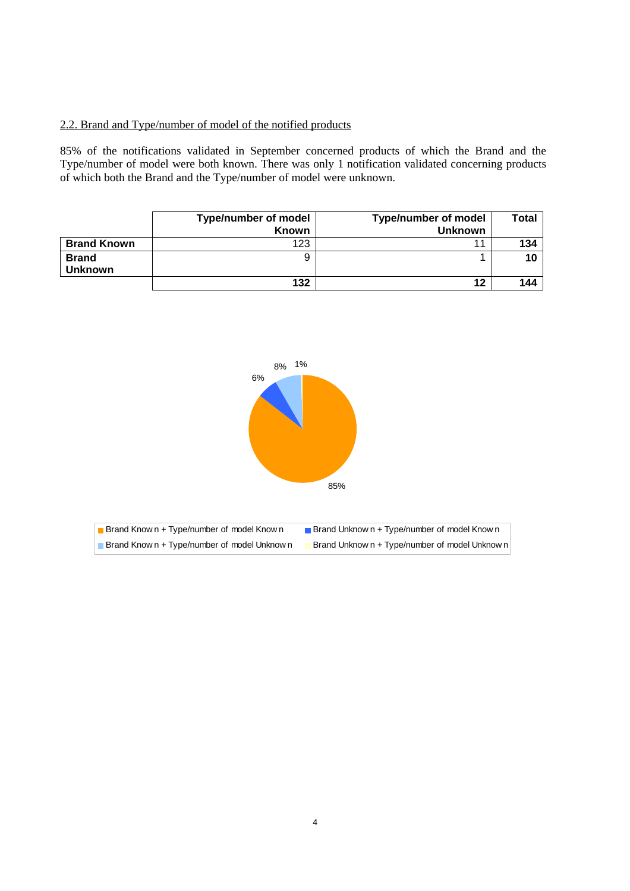## 2.2. Brand and Type/number of model of the notified products

85% of the notifications validated in September concerned products of which the Brand and the Type/number of model were both known. There was only 1 notification validated concerning products of which both the Brand and the Type/number of model were unknown.

| | Type/number of model Known | Type/number of model Unknown | Total |
|---|---|---|---|
| **Brand Known** | 123 | 11 | **134** |
| **Brand Unknown** | 9 | 1 | **10** |
| | **132** | **12** | **144** |

85%

6%

8%

1%

Brand Known + Type/number of model Known
Brand Unknown + Type/number of model Known
Brand Known + Type/number of model Unknown
Brand Unknown + Type/number of model Unknown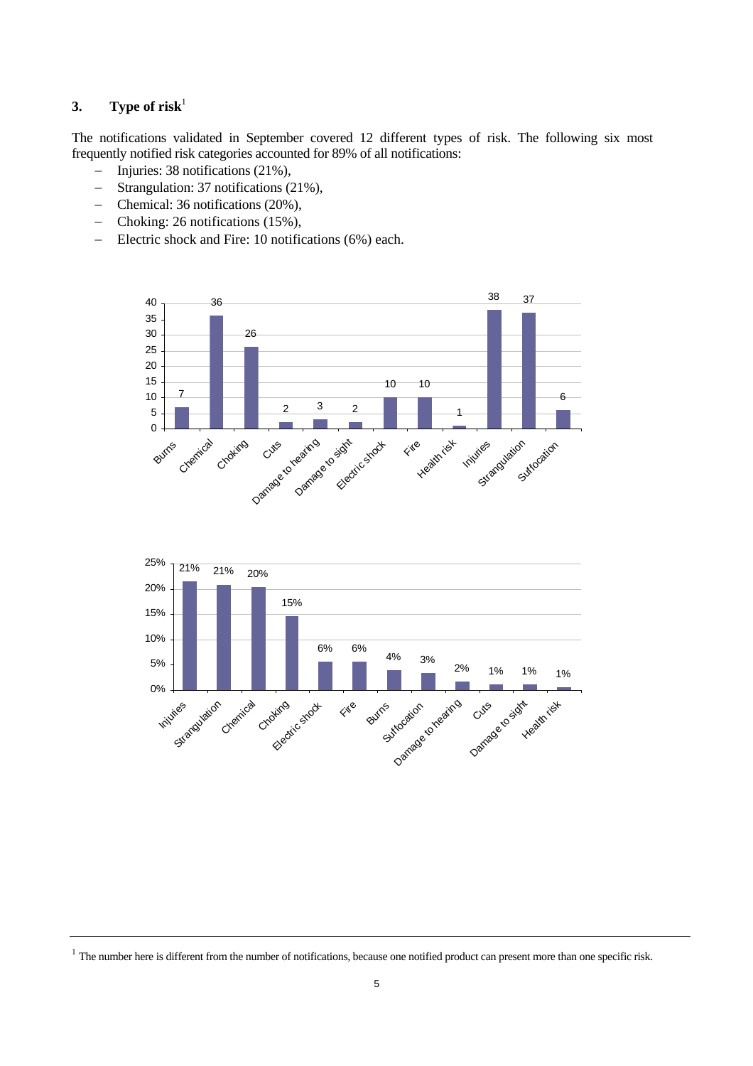## 3. Type of risk[1]

The notifications validated in September covered 12 different types of risk. The following six most frequently notified risk categories accounted for 89% of all notifications:

- Injuries: 38 notifications (21%),
- Strangulation: 37 notifications (21%),
- Chemical: 36 notifications (20%),
- Choking: 26 notifications (15%),
- Electric shock and Fire: 10 notifications (6%) each.

| Burns | Chemical | Choking | Cuts | Damage to hearing | Damage to sight | Electric shock | Fire | Health risk | Injuries | Strangulation | Suffocation |
|---|---|---|---|---|---|---|---|---|---|---|---|
| 7 | 36 | 26 | 2 | 3 | 2 | 10 | 10 | 1 | 38 | 37 | 6 |

| Injuries | Strangulation | Chemical | Choking | Electric shock | Fire | Burns | Suffocation | Damage to hearing | Cuts | Damage to sight | Health risk |
|---|---|---|---|---|---|---|---|---|---|---|---|
| 21% | 21% | 20% | 15% | 6% | 6% | 4% | 3% | 2% | 1% | 1% | 1% |

[1] The number here is different from the number of notifications, because one notified product can present more than one specific risk.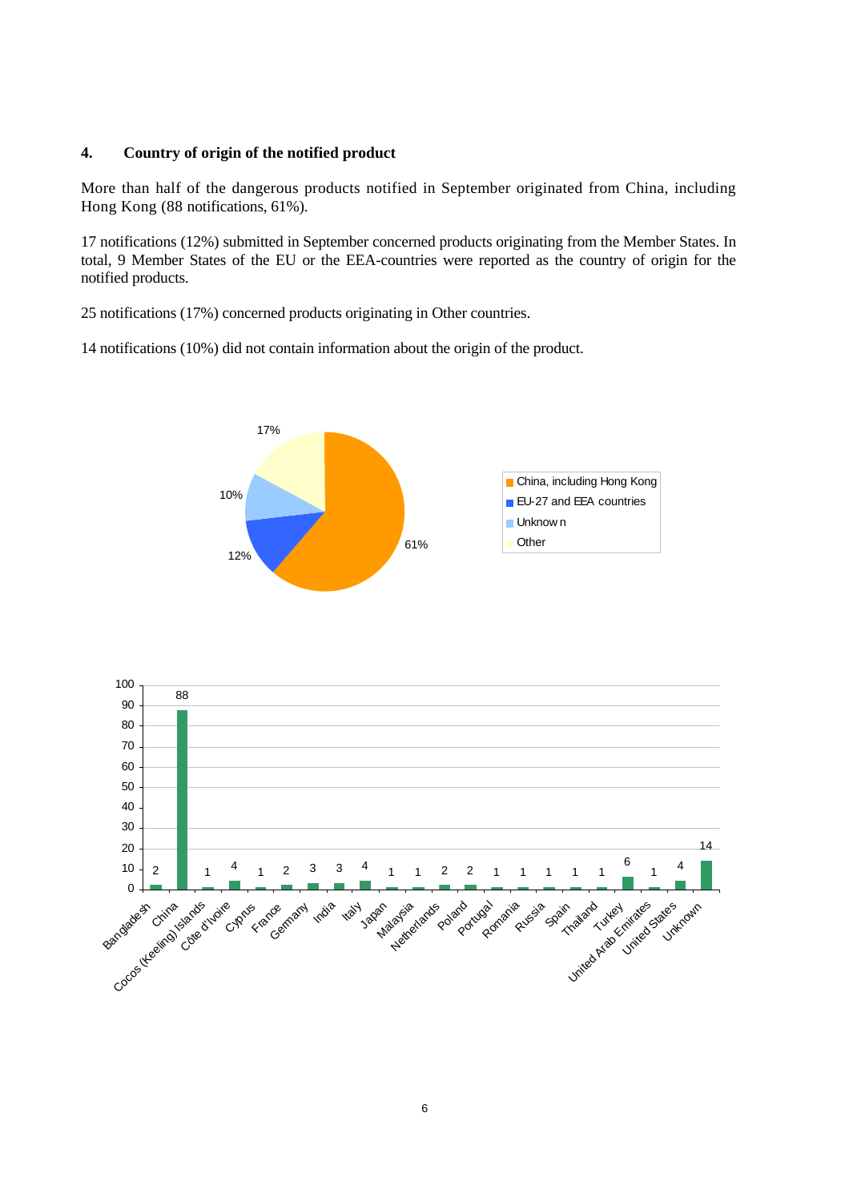## 4. Country of origin of the notified product

More than half of the dangerous products notified in September originated from China, including Hong Kong (88 notifications, 61%).

17 notifications (12%) submitted in September concerned products originating from the Member States. In total, 9 Member States of the EU or the EEA-countries were reported as the country of origin for the notified products.

25 notifications (17%) concerned products originating in Other countries.

14 notifications (10%) did not contain information about the origin of the product.

| Category | Share |
|---|---|
| China, including Hong Kong | 61% |
| EU-27 and EEA countries | 12% |
| Unknown | 10% |
| Other | 17% |

| Country | Notifications |
|---|---|
| Bangladesh | 2 |
| China | 88 |
| Cocos (Keeling) Islands | 1 |
| Côte d'Ivoire | 4 |
| Cyprus | 1 |
| France | 2 |
| Germany | 3 |
| India | 3 |
| Italy | 4 |
| Japan | 1 |
| Malaysia | 1 |
| Netherlands | 2 |
| Poland | 2 |
| Portugal | 1 |
| Romania | 1 |
| Russia | 1 |
| Spain | 1 |
| Thailand | 1 |
| Turkey | 6 |
| United Arab Emirates | 1 |
| United States | 4 |
| Unknown | 14 |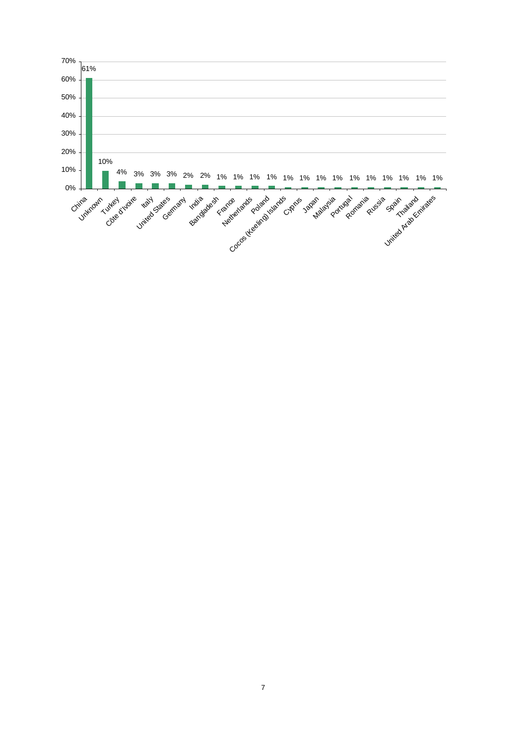| Country | Share |
|---|---|
| China | 61% |
| Unknown | 10% |
| Turkey | 4% |
| Côte d'Ivoire | 3% |
| Italy | 3% |
| United States | 3% |
| Germany | 2% |
| India | 2% |
| Bangladesh | 1% |
| France | 1% |
| Netherlands | 1% |
| Poland | 1% |
| Cocos (Keeling) Islands | 1% |
| Cyprus | 1% |
| Japan | 1% |
| Malaysia | 1% |
| Portugal | 1% |
| Romania | 1% |
| Russia | 1% |
| Spain | 1% |
| Thailand | 1% |
| United Arab Emirates | 1% |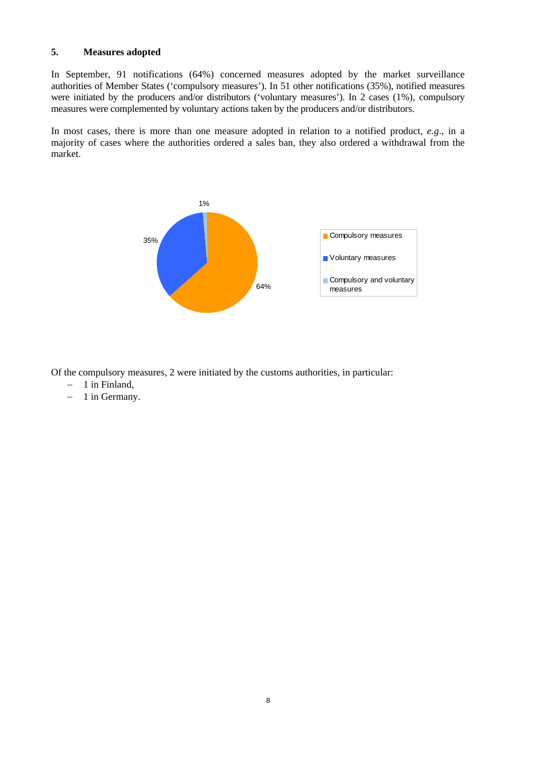## 5. Measures adopted

In September, 91 notifications (64%) concerned measures adopted by the market surveillance authorities of Member States ('compulsory measures'). In 51 other notifications (35%), notified measures were initiated by the producers and/or distributors ('voluntary measures'). In 2 cases (1%), compulsory measures were complemented by voluntary actions taken by the producers and/or distributors.

In most cases, there is more than one measure adopted in relation to a notified product, *e.g.*, in a majority of cases where the authorities ordered a sales ban, they also ordered a withdrawal from the market.

Of the compulsory measures, 2 were initiated by the customs authorities, in particular:

- 1 in Finland,
- 1 in Germany.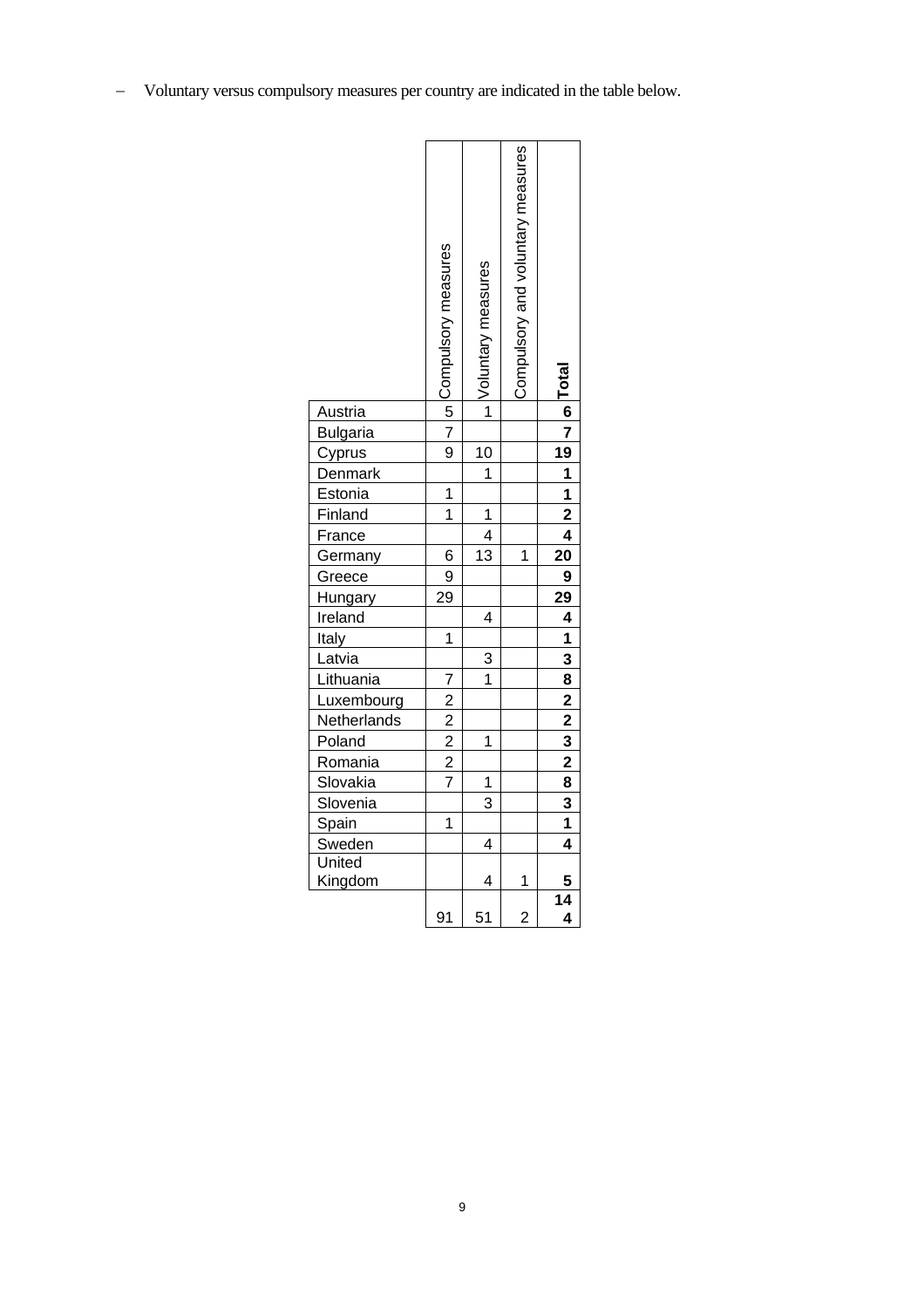– Voluntary versus compulsory measures per country are indicated in the table below.

| | Compulsory measures | Voluntary measures | Compulsory and voluntary measures | **Total** |
|---|---|---|---|---|
| Austria | 5 | 1 | | **6** |
| Bulgaria | 7 | | | **7** |
| Cyprus | 9 | 10 | | **19** |
| Denmark | | 1 | | **1** |
| Estonia | 1 | | | **1** |
| Finland | 1 | 1 | | **2** |
| France | | 4 | | **4** |
| Germany | 6 | 13 | 1 | **20** |
| Greece | 9 | | | **9** |
| Hungary | 29 | | | **29** |
| Ireland | | 4 | | **4** |
| Italy | 1 | | | **1** |
| Latvia | | 3 | | **3** |
| Lithuania | 7 | 1 | | **8** |
| Luxembourg | 2 | | | **2** |
| Netherlands | 2 | | | **2** |
| Poland | 2 | 1 | | **3** |
| Romania | 2 | | | **2** |
| Slovakia | 7 | 1 | | **8** |
| Slovenia | | 3 | | **3** |
| Spain | 1 | | | **1** |
| Sweden | | 4 | | **4** |
| United Kingdom | | 4 | 1 | **5** |
| | 91 | 51 | 2 | **144** |